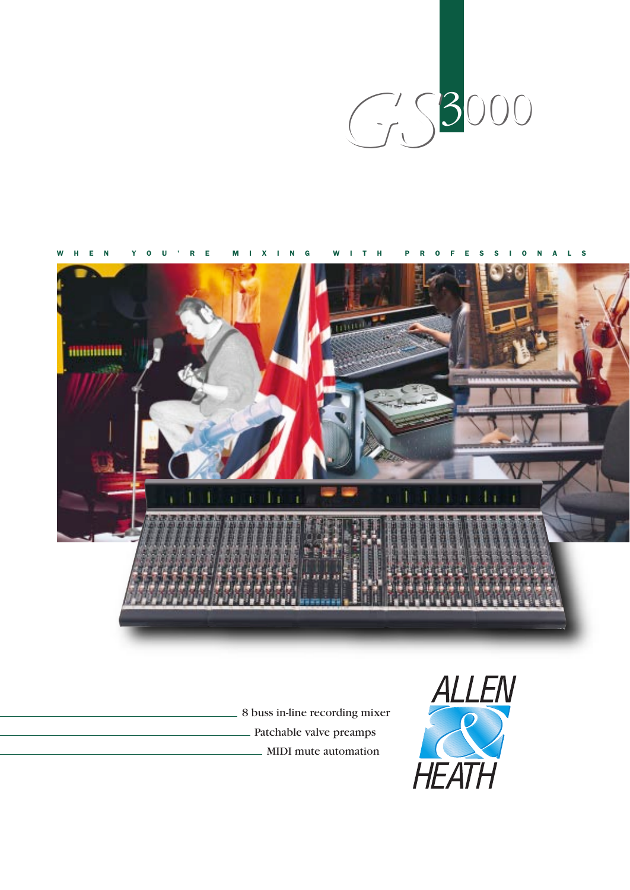# GS3000

WHEN YOU'RE MIXING WITH PROFESSIONALS

8 buss in-line recording mixer

Patchable valve preamps

MIDI mute automation

ALLEN & HEATH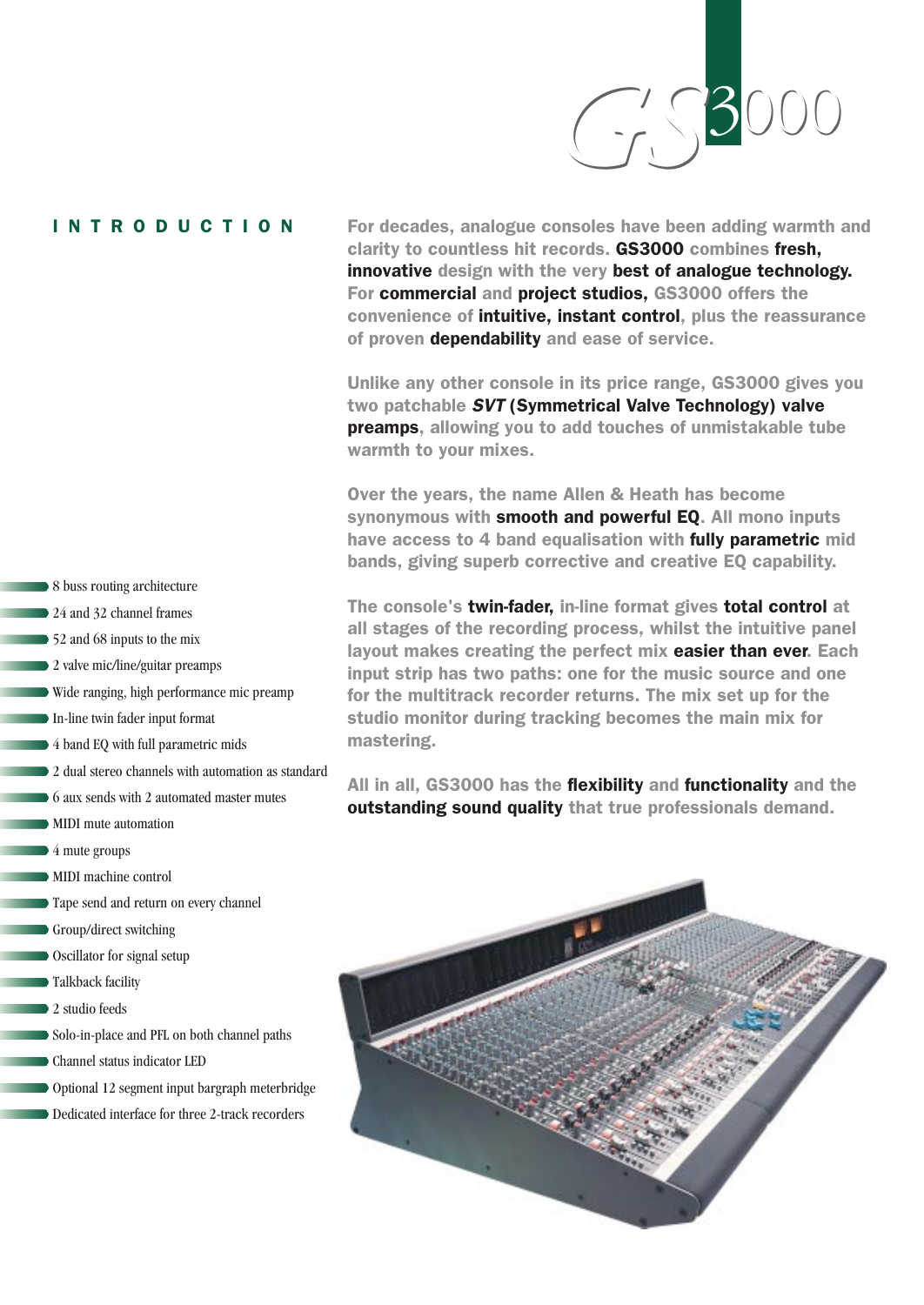# GS3000

## INTRODUCTION

For decades, analogue consoles have been adding warmth and clarity to countless hit records. **GS3000** combines **fresh, innovative** design with the very **best of analogue technology.** For **commercial** and **project studios,** GS3000 offers the convenience of **intuitive, instant control**, plus the reassurance of proven **dependability** and ease of service.

Unlike any other console in its price range, GS3000 gives you two patchable ***SVT*** **(Symmetrical Valve Technology) valve preamps**, allowing you to add touches of unmistakable tube warmth to your mixes.

Over the years, the name Allen & Heath has become synonymous with **smooth and powerful EQ**. All mono inputs have access to 4 band equalisation with **fully parametric** mid bands, giving superb corrective and creative EQ capability.

The console's **twin-fader,** in-line format gives **total control** at all stages of the recording process, whilst the intuitive panel layout makes creating the perfect mix **easier than ever**. Each input strip has two paths: one for the music source and one for the multitrack recorder returns. The mix set up for the studio monitor during tracking becomes the main mix for mastering.

All in all, GS3000 has the **flexibility** and **functionality** and the **outstanding sound quality** that true professionals demand.

- 8 buss routing architecture
- 24 and 32 channel frames
- 52 and 68 inputs to the mix
- 2 valve mic/line/guitar preamps
- Wide ranging, high performance mic preamp
- In-line twin fader input format
- 4 band EQ with full parametric mids
- 2 dual stereo channels with automation as standard
- 6 aux sends with 2 automated master mutes
- MIDI mute automation
- 4 mute groups
- MIDI machine control
- Tape send and return on every channel
- Group/direct switching
- Oscillator for signal setup
- Talkback facility
- 2 studio feeds
- Solo-in-place and PFL on both channel paths
- Channel status indicator LED
- Optional 12 segment input bargraph meterbridge
- Dedicated interface for three 2-track recorders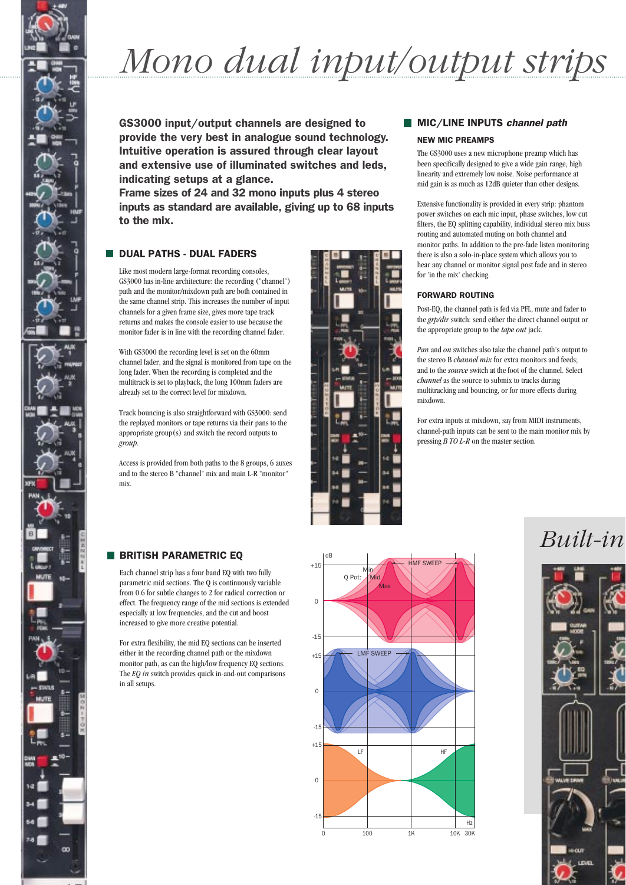# Mono dual input/output strips

**GS3000 input/output channels are designed to provide the very best in analogue sound technology. Intuitive operation is assured through clear layout and extensive use of illuminated switches and leds, indicating setups at a glance.**
**Frame sizes of 24 and 32 mono inputs plus 4 stereo inputs as standard are available, giving up to 68 inputs to the mix.**

## DUAL PATHS - DUAL FADERS

Like most modern large-format recording consoles, GS3000 has in-line architecture: the recording ("channel") path and the monitor/mixdown path are both contained in the same channel strip. This increases the number of input channels for a given frame size, gives more tape track returns and makes the console easier to use because the monitor fader is in line with the recording channel fader.

With GS3000 the recording level is set on the 60mm channel fader, and the signal is monitored from tape on the long fader. When the recording is completed and the multitrack is set to playback, the long 100mm faders are already set to the correct level for mixdown.

Track bouncing is also straightforward with GS3000: send the replayed monitors or tape returns via their pans to the appropriate group(s) and switch the record outputs to *group*.

Access is provided from both paths to the 8 groups, 6 auxes and to the stereo B "channel" mix and main L-R "monitor" mix.

## MIC/LINE INPUTS *channel path*

### NEW MIC PREAMPS

The GS3000 uses a new microphone preamp which has been specifically designed to give a wide gain range, high linearity and extremely low noise. Noise performance at mid gain is as much as 12dB quieter than other designs.

Extensive functionality is provided in every strip: phantom power switches on each mic input, phase switches, low cut filters, the EQ splitting capability, individual stereo mix buss routing and automated muting on both channel and monitor paths. In addition to the pre-fade listen monitoring there is also a solo-in-place system which allows you to hear any channel or monitor signal post fade and in stereo for 'in the mix' checking.

### FORWARD ROUTING

Post-EQ, the channel path is fed via PFL, mute and fader to the *grp/dir* switch: send either the direct channel output or the appropriate group to the *tape out* jack.

*Pan* and *on* switches also take the channel path's output to the stereo B *channel mix* for extra monitors and feeds; and to the *source* switch at the foot of the channel. Select *channel* as the source to submix to tracks during multitracking and bouncing, or for more effects during mixdown.

For extra inputs at mixdown, say from MIDI instruments, channel-path inputs can be sent to the main monitor mix by pressing *B TO L-R* on the master section.

## BRITISH PARAMETRIC EQ

Each channel strip has a four band EQ with two fully parametric mid sections. The Q is continuously variable from 0.6 for subtle changes to 2 for radical correction or effect. The frequency range of the mid sections is extended especially at low frequencies, and the cut and boost increased to give more creative potential.

For extra flexibility, the mid EQ sections can be inserted either in the recording channel path or the mixdown monitor path, as can the high/low frequency EQ sections. The *EQ in* switch provides quick in-and-out comparisons in all setups.

# Built-in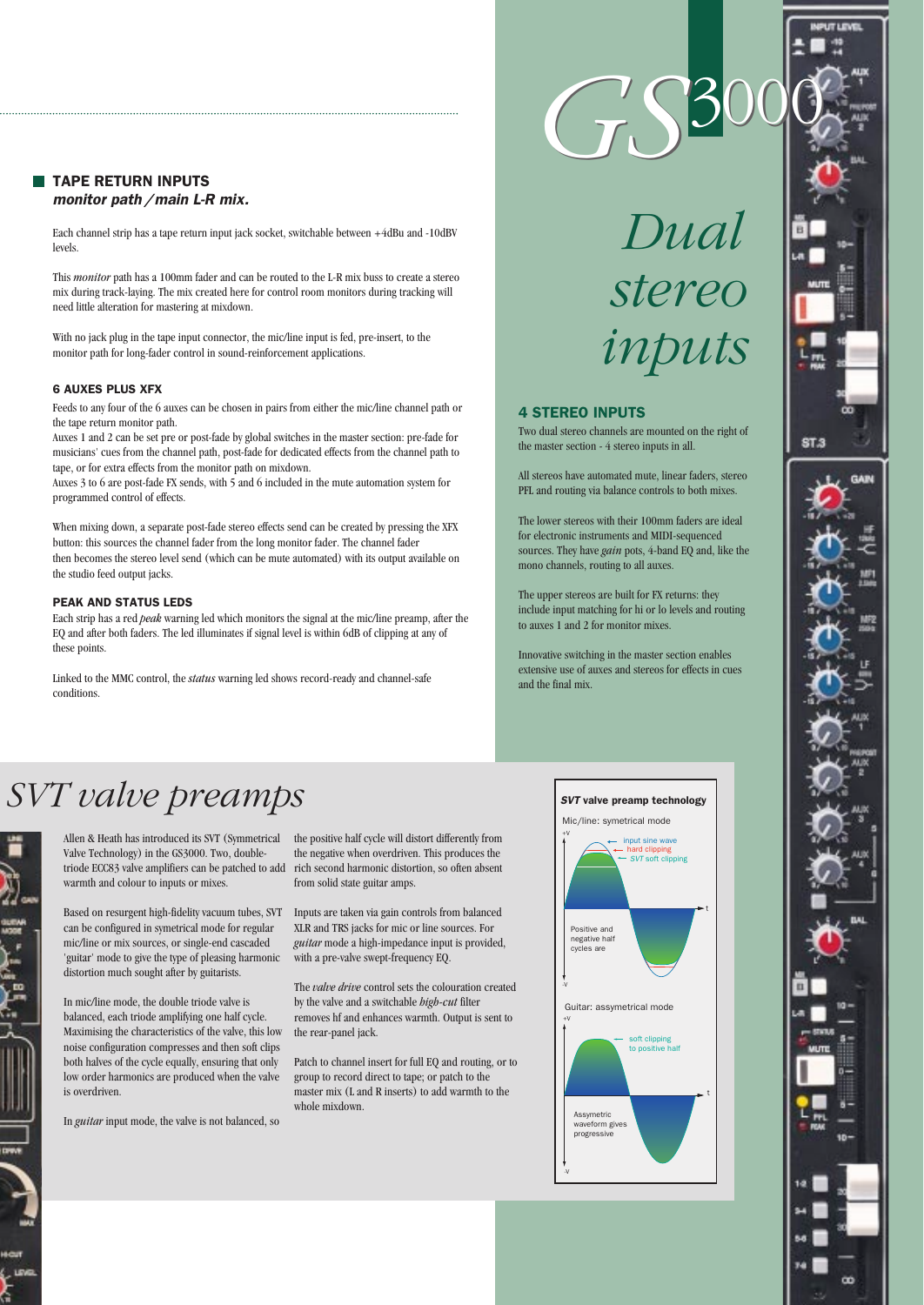## TAPE RETURN INPUTS
### *monitor path / main L-R mix.*

Each channel strip has a tape return input jack socket, switchable between +4dBu and -10dBV levels.

This *monitor* path has a 100mm fader and can be routed to the L-R mix buss to create a stereo mix during track-laying. The mix created here for control room monitors during tracking will need little alteration for mastering at mixdown.

With no jack plug in the tape input connector, the mic/line input is fed, pre-insert, to the monitor path for long-fader control in sound-reinforcement applications.

#### 6 AUXES PLUS XFX

Feeds to any four of the 6 auxes can be chosen in pairs from either the mic/line channel path or the tape return monitor path.

Auxes 1 and 2 can be set pre or post-fade by global switches in the master section: pre-fade for musicians' cues from the channel path, post-fade for dedicated effects from the channel path to tape, or for extra effects from the monitor path on mixdown.

Auxes 3 to 6 are post-fade FX sends, with 5 and 6 included in the mute automation system for programmed control of effects.

When mixing down, a separate post-fade stereo effects send can be created by pressing the XFX button: this sources the channel fader from the long monitor fader. The channel fader then becomes the stereo level send (which can be mute automated) with its output available on the studio feed output jacks.

#### PEAK AND STATUS LEDS

Each strip has a red *peak* warning led which monitors the signal at the mic/line preamp, after the EQ and after both faders. The led illuminates if signal level is within 6dB of clipping at any of these points.

Linked to the MMC control, the *status* warning led shows record-ready and channel-safe conditions.

# GS3000

## *Dual stereo inputs*

#### 4 STEREO INPUTS

Two dual stereo channels are mounted on the right of the master section - 4 stereo inputs in all.

All stereos have automated mute, linear faders, stereo PFL and routing via balance controls to both mixes.

The lower stereos with their 100mm faders are ideal for electronic instruments and MIDI-sequenced sources. They have *gain* pots, 4-band EQ and, like the mono channels, routing to all auxes.

The upper stereos are built for FX returns: they include input matching for hi or lo levels and routing to auxes 1 and 2 for monitor mixes.

Innovative switching in the master section enables extensive use of auxes and stereos for effects in cues and the final mix.

## *SVT valve preamps*

Allen & Heath has introduced its SVT (Symmetrical Valve Technology) in the GS3000. Two, double-triode ECC83 valve amplifiers can be patched to add warmth and colour to inputs or mixes.

Based on resurgent high-fidelity vacuum tubes, SVT can be configured in symetrical mode for regular mic/line or mix sources, or single-end cascaded 'guitar' mode to give the type of pleasing harmonic distortion much sought after by guitarists.

In mic/line mode, the double triode valve is balanced, each triode amplifying one half cycle. Maximising the characteristics of the valve, this low noise configuration compresses and then soft clips both halves of the cycle equally, ensuring that only low order harmonics are produced when the valve is overdriven.

In *guitar* input mode, the valve is not balanced, so the positive half cycle will distort differently from the negative when overdriven. This produces the rich second harmonic distortion, so often absent from solid state guitar amps.

Inputs are taken via gain controls from balanced XLR and TRS jacks for mic or line sources. For *guitar* mode a high-impedance input is provided, with a pre-valve swept-frequency EQ.

The *valve drive* control sets the colouration created by the valve and a switchable *high-cut* filter removes hf and enhances warmth. Output is sent to the rear-panel jack.

Patch to channel insert for full EQ and routing, or to group to record direct to tape; or patch to the master mix (L and R inserts) to add warmth to the whole mixdown.

**SVT valve preamp technology**

Mic/line: symetrical mode

- input sine wave
- hard clipping
- SVT soft clipping

Positive and negative half cycles are

Guitar: assymetrical mode

- soft clipping to positive half

Assymetric waveform gives progressive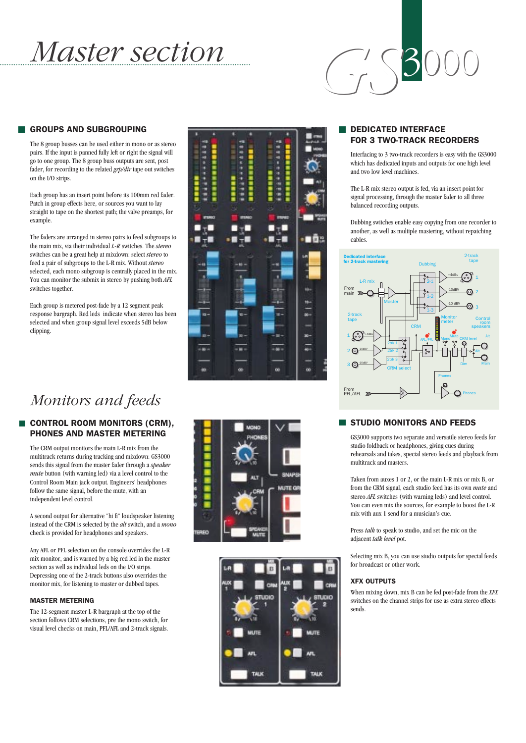# Master section

GS3000

## GROUPS AND SUBGROUPING

The 8 group busses can be used either in mono or as stereo pairs. If the input is panned fully left or right the signal will go to one group. The 8 group buss outputs are sent, post fader, for recording to the related *grp/dir* tape out switches on the I/O strips.

Each group has an insert point before its 100mm red fader. Patch in group effects here, or sources you want to lay straight to tape on the shortest path; the valve preamps, for example.

The faders are arranged in stereo pairs to feed subgroups to the main mix, via their individual *L-R* switches. The *stereo* switches can be a great help at mixdown: select *stereo* to feed a pair of subgroups to the L-R mix. Without *stereo* selected, each mono subgroup is centrally placed in the mix. You can monitor the submix in stereo by pushing both *AFL* switches together.

Each group is metered post-fade by a 12 segment peak response bargraph. Red leds indicate when stereo has been selected and when group signal level exceeds 5dB below clipping.

## DEDICATED INTERFACE FOR 3 TWO-TRACK RECORDERS

Interfacing to 3 two-track recorders is easy with the GS3000 which has dedicated inputs and outputs for one high level and two low level machines.

The L-R mix stereo output is fed, via an insert point for signal processing, through the master fader to all three balanced recording outputs.

Dubbing switches enable easy copying from one recorder to another, as well as multiple mastering, without repatching cables.

# Monitors and feeds

## CONTROL ROOM MONITORS (CRM), PHONES AND MASTER METERING

The CRM output monitors the main L-R mix from the multitrack returns during tracking and mixdown: GS3000 sends this signal from the master fader through a *speaker mute* button (with warning led) via a level control to the Control Room Main jack output. Engineers' headphones follow the same signal, before the mute, with an independent level control.

A second output for alternative "hi fi" loudspeaker listening instead of the CRM is selected by the *alt* switch, and a *mono* check is provided for headphones and speakers.

Any AFL or PFL selection on the console overrides the L-R mix monitor, and is warned by a big red led in the master section as well as individual leds on the I/O strips. Depressing one of the 2-track buttons also overrides the monitor mix, for listening to master or dubbed tapes.

### MASTER METERING

The 12-segment master L-R bargraph at the top of the section follows CRM selections, pre the mono switch, for visual level checks on main, PFL/AFL and 2-track signals.

## STUDIO MONITORS AND FEEDS

GS3000 supports two separate and versatile stereo feeds for studio foldback or headphones, giving cues during rehearsals and takes, special stereo feeds and playback from multitrack and masters.

Taken from auxes 1 or 2, or the main L-R mix or mix B, or from the CRM signal, each studio feed has its own *mute* and stereo *AFL* switches (with warning leds) and level control. You can even mix the sources, for example to boost the L-R mix with aux 1 send for a musician's cue.

Press *talk* to speak to studio, and set the mic on the adjacent *talk level* pot.

Selecting mix B, you can use studio outputs for special feeds for broadcast or other work.

### XFX OUTPUTS

When mixing down, mix B can be fed post-fade from the *XFX* switches on the channel strips for use as extra stereo effects sends.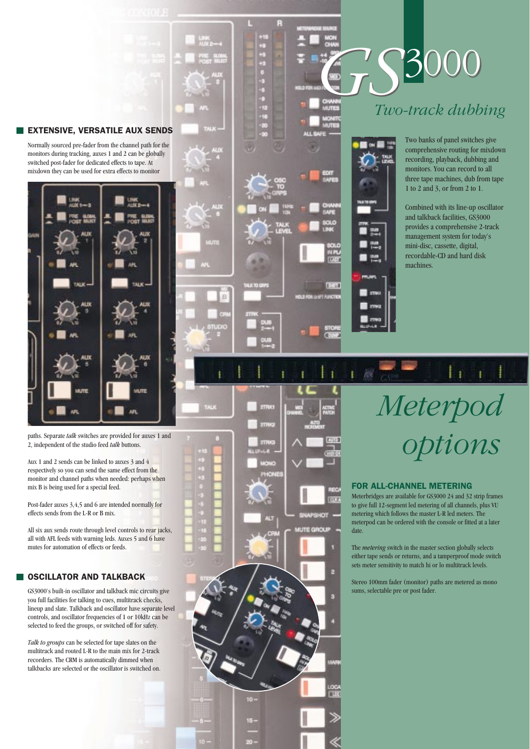## EXTENSIVE, VERSATILE AUX SENDS

Normally sourced pre-fader from the channel path for the monitors during tracking, auxes 1 and 2 can be globally switched post-fader for dedicated effects to tape. At mixdown they can be used for extra effects to monitor paths. Separate *talk* switches are provided for auxes 1 and 2, independent of the studio feed *talk* buttons.

Aux 1 and 2 sends can be linked to auxes 3 and 4 respectively so you can send the same effect from the monitor and channel paths when needed: perhaps when mix B is being used for a special feed.

Post-fader auxes 3,4,5 and 6 are intended normally for effects sends from the L-R or B mix.

All six aux sends route through level controls to rear jacks, all with AFL feeds with warning leds. Auxes 5 and 6 have mutes for automation of effects or feeds.

## OSCILLATOR AND TALKBACK

GS3000's built-in oscillator and talkback mic circuits give you full facilities for talking to cues, multitrack checks, lineup and slate. Talkback and oscillator have separate level controls, and oscillator frequencies of 1 or 10kHz can be selected to feed the groups, or switched off for safety.

*Talk to groups* can be selected for tape slates on the multitrack and routed L-R to the main mix for 2-track recorders. The CRM is automatically dimmed when talkbacks are selected or the oscillator is switched on.

# GS3000

## *Two-track dubbing*

Two banks of panel switches give comprehensive routing for mixdown recording, playback, dubbing and monitors. You can record to all three tape machines, dub from tape 1 to 2 and 3, or from 2 to 1.

Combined with its line-up oscillator and talkback facilities, GS3000 provides a comprehensive 2-track management system for today's mini-disc, cassette, digital, recordable-CD and hard disk machines.

# *Meterpod options*

## FOR ALL-CHANNEL METERING

Meterbridges are available for GS3000 24 and 32 strip frames to give full 12-segment led metering of all channels, plus VU metering which follows the master L-R led meters. The meterpod can be ordered with the console or fitted at a later date.

The *metering* switch in the master section globally selects either tape sends or returns, and a tamperproof mode switch sets meter sensitivity to match hi or lo multitrack levels.

Stereo 100mm fader (monitor) paths are metered as mono sums, selectable pre or post fader.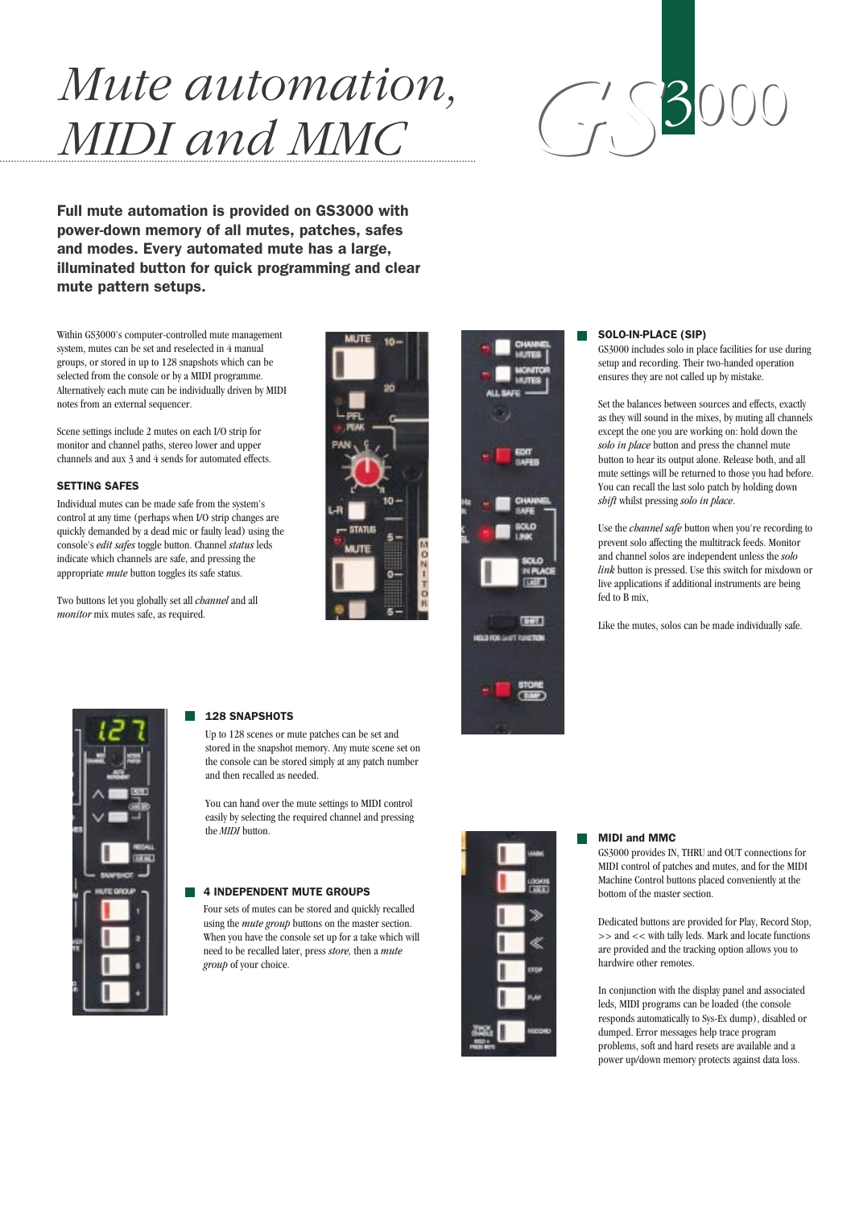# *Mute automation, MIDI and MMC*

**Full mute automation is provided on GS3000 with power-down memory of all mutes, patches, safes and modes. Every automated mute has a large, illuminated button for quick programming and clear mute pattern setups.**

Within GS3000's computer-controlled mute management system, mutes can be set and reselected in 4 manual groups, or stored in up to 128 snapshots which can be selected from the console or by a MIDI programme. Alternatively each mute can be individually driven by MIDI notes from an external sequencer.

Scene settings include 2 mutes on each I/O strip for monitor and channel paths, stereo lower and upper channels and aux 3 and 4 sends for automated effects.

### SETTING SAFES

Individual mutes can be made safe from the system's control at any time (perhaps when I/O strip changes are quickly demanded by a dead mic or faulty lead) using the console's *edit safes* toggle button. Channel *status* leds indicate which channels are safe, and pressing the appropriate *mute* button toggles its safe status.

Two buttons let you globally set all *channel* and all *monitor* mix mutes safe, as required.

### SOLO-IN-PLACE (SIP)

GS3000 includes solo in place facilities for use during setup and recording. Their two-handed operation ensures they are not called up by mistake.

Set the balances between sources and effects, exactly as they will sound in the mixes, by muting all channels except the one you are working on: hold down the *solo in place* button and press the channel mute button to hear its output alone. Release both, and all mute settings will be returned to those you had before. You can recall the last solo patch by holding down *shift* whilst pressing *solo in place*.

Use the *channel safe* button when you're recording to prevent solo affecting the multitrack feeds. Monitor and channel solos are independent unless the *solo link* button is pressed. Use this switch for mixdown or live applications if additional instruments are being fed to B mix,

Like the mutes, solos can be made individually safe.

### 128 SNAPSHOTS

Up to 128 scenes or mute patches can be set and stored in the snapshot memory. Any mute scene set on the console can be stored simply at any patch number and then recalled as needed.

You can hand over the mute settings to MIDI control easily by selecting the required channel and pressing the *MIDI* button.

### 4 INDEPENDENT MUTE GROUPS

Four sets of mutes can be stored and quickly recalled using the *mute group* buttons on the master section. When you have the console set up for a take which will need to be recalled later, press *store,* then a *mute group* of your choice.

### MIDI and MMC

GS3000 provides IN, THRU and OUT connections for MIDI control of patches and mutes, and for the MIDI Machine Control buttons placed conveniently at the bottom of the master section.

Dedicated buttons are provided for Play, Record Stop, >> and << with tally leds. Mark and locate functions are provided and the tracking option allows you to hardwire other remotes.

In conjunction with the display panel and associated leds, MIDI programs can be loaded (the console responds automatically to Sys-Ex dump), disabled or dumped. Error messages help trace program problems, soft and hard resets are available and a power up/down memory protects against data loss.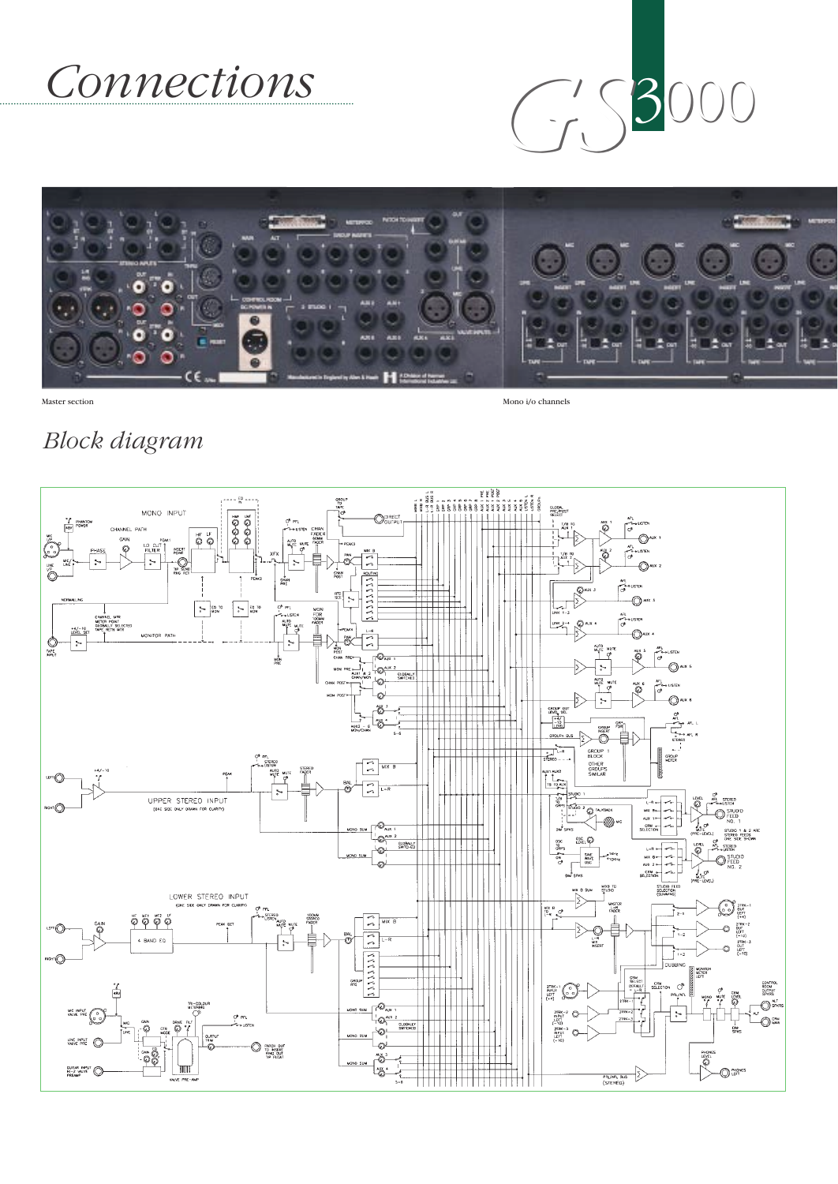# Connections

GS3000

Master section

Mono i/o channels

## Block diagram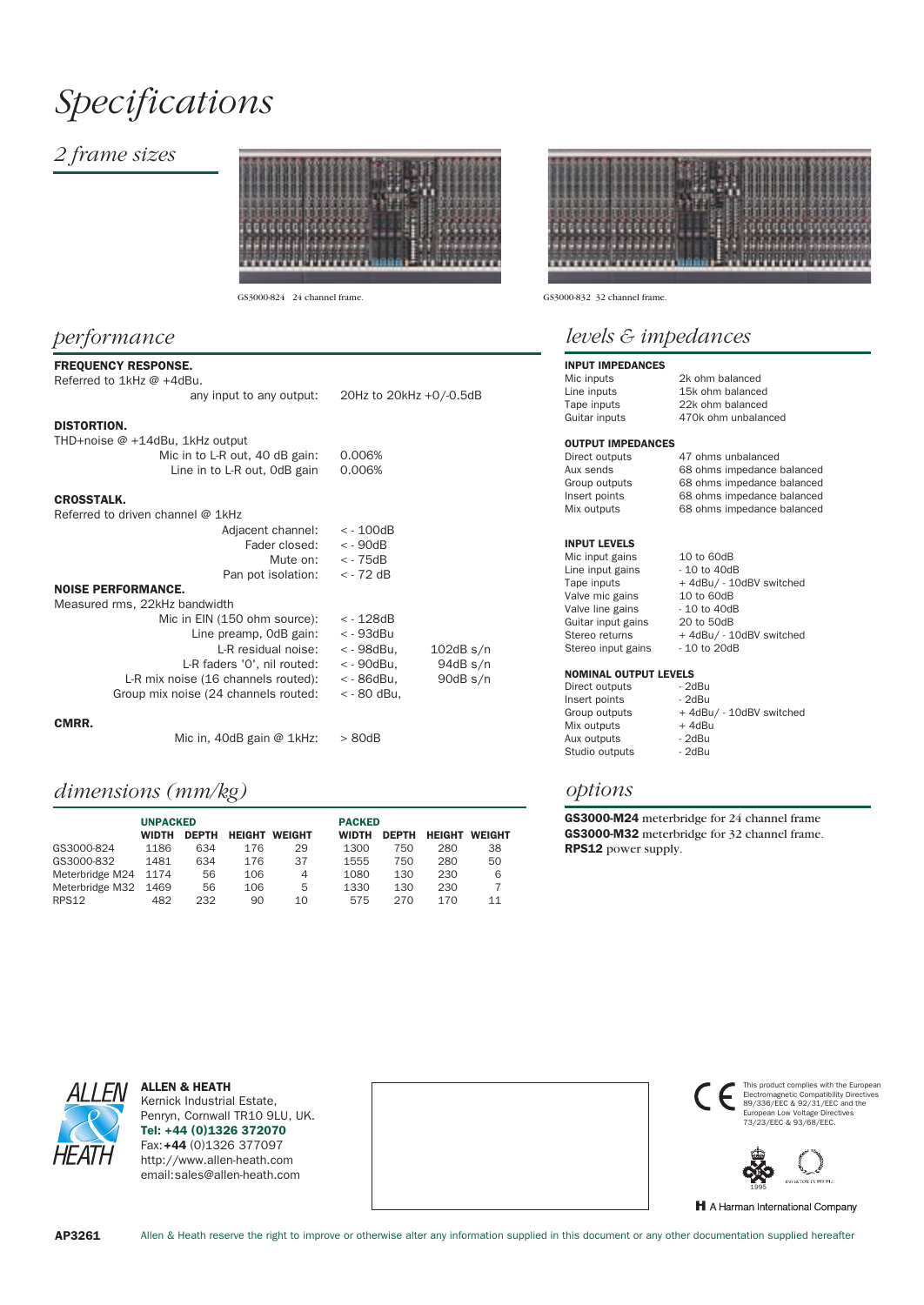# Specifications

## 2 frame sizes

GS3000-824 24 channel frame.

GS3000-832 32 channel frame.

## performance

**FREQUENCY RESPONSE.**
Referred to 1kHz @ +4dBu.

| | | |
|---|---|---|
| any input to any output: | 20Hz to 20kHz +0/-0.5dB | |

**DISTORTION.**
THD+noise @ +14dBu, 1kHz output

| | | |
|---|---|---|
| Mic in to L-R out, 40 dB gain: | 0.006% | |
| Line in to L-R out, 0dB gain | 0.006% | |

**CROSSTALK.**
Referred to driven channel @ 1kHz

| | | |
|---|---|---|
| Adjacent channel: | < - 100dB | |
| Fader closed: | < - 90dB | |
| Mute on: | < - 75dB | |
| Pan pot isolation: | < - 72 dB | |

**NOISE PERFORMANCE.**
Measured rms, 22kHz bandwidth

| | | |
|---|---|---|
| Mic in EIN (150 ohm source): | < - 128dB | |
| Line preamp, 0dB gain: | < - 93dBu | |
| L-R residual noise: | < - 98dBu, | 102dB s/n |
| L-R faders '0', nil routed: | < - 90dBu, | 94dB s/n |
| L-R mix noise (16 channels routed): | < - 86dBu, | 90dB s/n |
| Group mix noise (24 channels routed: | < - 80 dBu, | |

**CMRR.**

| | | |
|---|---|---|
| Mic in, 40dB gain @ 1kHz: | > 80dB | |

## dimensions (mm/kg)

| | UNPACKED | | | | PACKED | | | |
|---|---|---|---|---|---|---|---|---|
| | WIDTH | DEPTH | HEIGHT | WEIGHT | WIDTH | DEPTH | HEIGHT | WEIGHT |
| GS3000-824 | 1186 | 634 | 176 | 29 | 1300 | 750 | 280 | 38 |
| GS3000-832 | 1481 | 634 | 176 | 37 | 1555 | 750 | 280 | 50 |
| Meterbridge M24 | 1174 | 56 | 106 | 4 | 1080 | 130 | 230 | 6 |
| Meterbridge M32 | 1469 | 56 | 106 | 5 | 1330 | 130 | 230 | 7 |
| RPS12 | 482 | 232 | 90 | 10 | 575 | 270 | 170 | 11 |

## levels & impedances

**INPUT IMPEDANCES**

| | |
|---|---|
| Mic inputs | 2k ohm balanced |
| Line inputs | 15k ohm balanced |
| Tape inputs | 22k ohm balanced |
| Guitar inputs | 470k ohm unbalanced |

**OUTPUT IMPEDANCES**

| | |
|---|---|
| Direct outputs | 47 ohms unbalanced |
| Aux sends | 68 ohms impedance balanced |
| Group outputs | 68 ohms impedance balanced |
| Insert points | 68 ohms impedance balanced |
| Mix outputs | 68 ohms impedance balanced |

**INPUT LEVELS**

| | |
|---|---|
| Mic input gains | 10 to 60dB |
| Line input gains | - 10 to 40dB |
| Tape inputs | + 4dBu/ - 10dBV switched |
| Valve mic gains | 10 to 60dB |
| Valve line gains | - 10 to 40dB |
| Guitar input gains | 20 to 50dB |
| Stereo returns | + 4dBu/ - 10dBV switched |
| Stereo input gains | - 10 to 20dB |

**NOMINAL OUTPUT LEVELS**

| | |
|---|---|
| Direct outputs | - 2dBu |
| Insert points | - 2dBu |
| Group outputs | + 4dBu/ - 10dBV switched |
| Mix outputs | + 4dBu |
| Aux outputs | - 2dBu |
| Studio outputs | - 2dBu |

## options

**GS3000-M24** meterbridge for 24 channel frame
**GS3000-M32** meterbridge for 32 channel frame.
**RPS12** power supply.

**ALLEN & HEATH**
Kernick Industrial Estate,
Penryn, Cornwall TR10 9LU, UK.
**Tel: +44 (0)1326 372070**
Fax: **+44** (0)1326 377097
http://www.allen-heath.com
email:sales@allen-heath.com

This product complies with the European Electromagnetic Compatibility Directives 89/336/EEC & 92/31/EEC and the European Low Voltage Directives 73/23/EEC & 93/68/EEC.

1995

INVESTOR IN PEOPLE

A Harman International Company

**AP3261** Allen & Heath reserve the right to improve or otherwise alter any information supplied in this document or any other documentation supplied hereafter